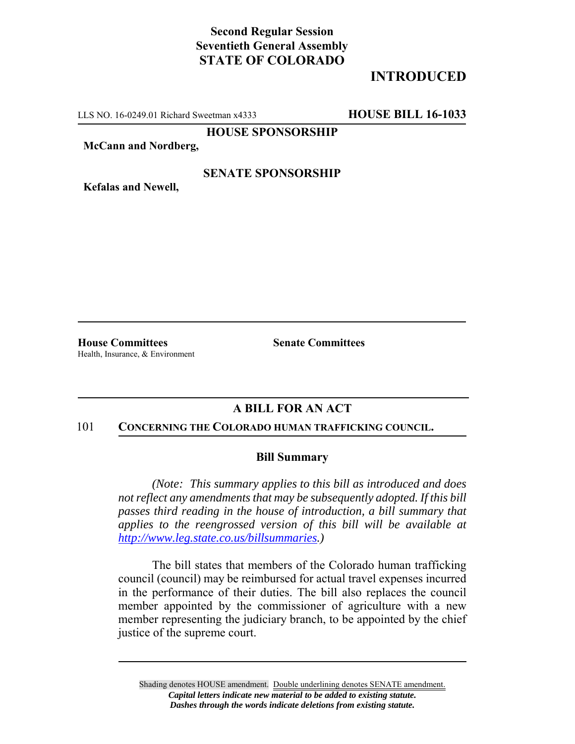**Second Regular Session**
**Seventieth General Assembly**
**STATE OF COLORADO**

# INTRODUCED

LLS NO. 16-0249.01 Richard Sweetman x4333 **HOUSE BILL 16-1033**

**HOUSE SPONSORSHIP**

**McCann and Nordberg,**

**SENATE SPONSORSHIP**

**Kefalas and Newell,**

**House Committees**
Health, Insurance, & Environment

**Senate Committees**

## A BILL FOR AN ACT

101 **CONCERNING THE COLORADO HUMAN TRAFFICKING COUNCIL.**

### Bill Summary

*(Note: This summary applies to this bill as introduced and does not reflect any amendments that may be subsequently adopted. If this bill passes third reading in the house of introduction, a bill summary that applies to the reengrossed version of this bill will be available at http://www.leg.state.co.us/billsummaries.)*

The bill states that members of the Colorado human trafficking council (council) may be reimbursed for actual travel expenses incurred in the performance of their duties. The bill also replaces the council member appointed by the commissioner of agriculture with a new member representing the judiciary branch, to be appointed by the chief justice of the supreme court.

Shading denotes HOUSE amendment. Double underlining denotes SENATE amendment.
***Capital letters indicate new material to be added to existing statute.***
***Dashes through the words indicate deletions from existing statute.***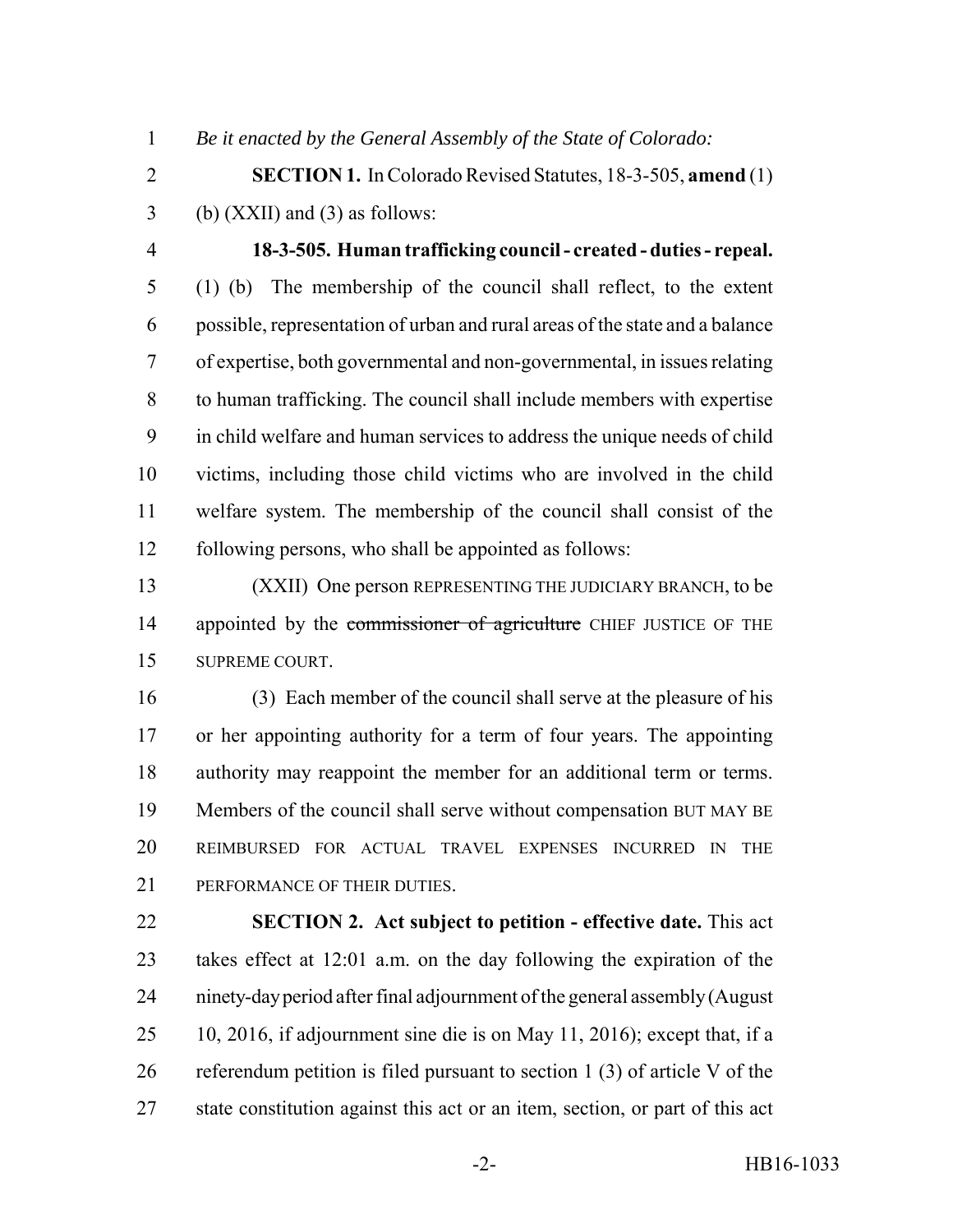*Be it enacted by the General Assembly of the State of Colorado:*

**SECTION 1.** In Colorado Revised Statutes, 18-3-505, **amend** (1) (b) (XXII) and (3) as follows:

**18-3-505. Human trafficking council - created - duties - repeal.** (1) (b) The membership of the council shall reflect, to the extent possible, representation of urban and rural areas of the state and a balance of expertise, both governmental and non-governmental, in issues relating to human trafficking. The council shall include members with expertise in child welfare and human services to address the unique needs of child victims, including those child victims who are involved in the child welfare system. The membership of the council shall consist of the following persons, who shall be appointed as follows:

(XXII) One person REPRESENTING THE JUDICIARY BRANCH, to be appointed by the ~~commissioner of agriculture~~ CHIEF JUSTICE OF THE SUPREME COURT.

(3) Each member of the council shall serve at the pleasure of his or her appointing authority for a term of four years. The appointing authority may reappoint the member for an additional term or terms. Members of the council shall serve without compensation BUT MAY BE REIMBURSED FOR ACTUAL TRAVEL EXPENSES INCURRED IN THE PERFORMANCE OF THEIR DUTIES.

**SECTION 2. Act subject to petition - effective date.** This act takes effect at 12:01 a.m. on the day following the expiration of the ninety-day period after final adjournment of the general assembly (August 10, 2016, if adjournment sine die is on May 11, 2016); except that, if a referendum petition is filed pursuant to section 1 (3) of article V of the state constitution against this act or an item, section, or part of this act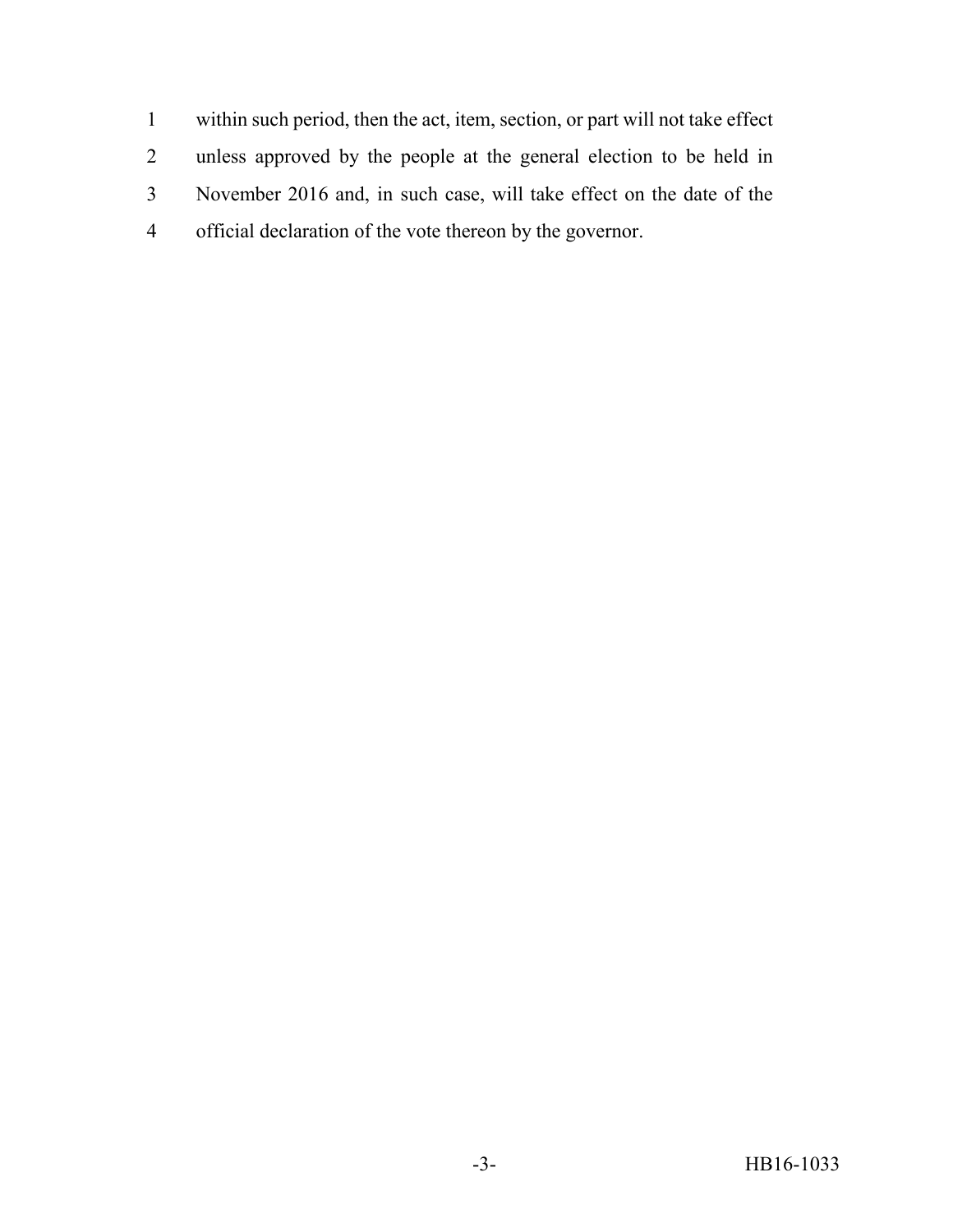within such period, then the act, item, section, or part will not take effect unless approved by the people at the general election to be held in November 2016 and, in such case, will take effect on the date of the official declaration of the vote thereon by the governor.